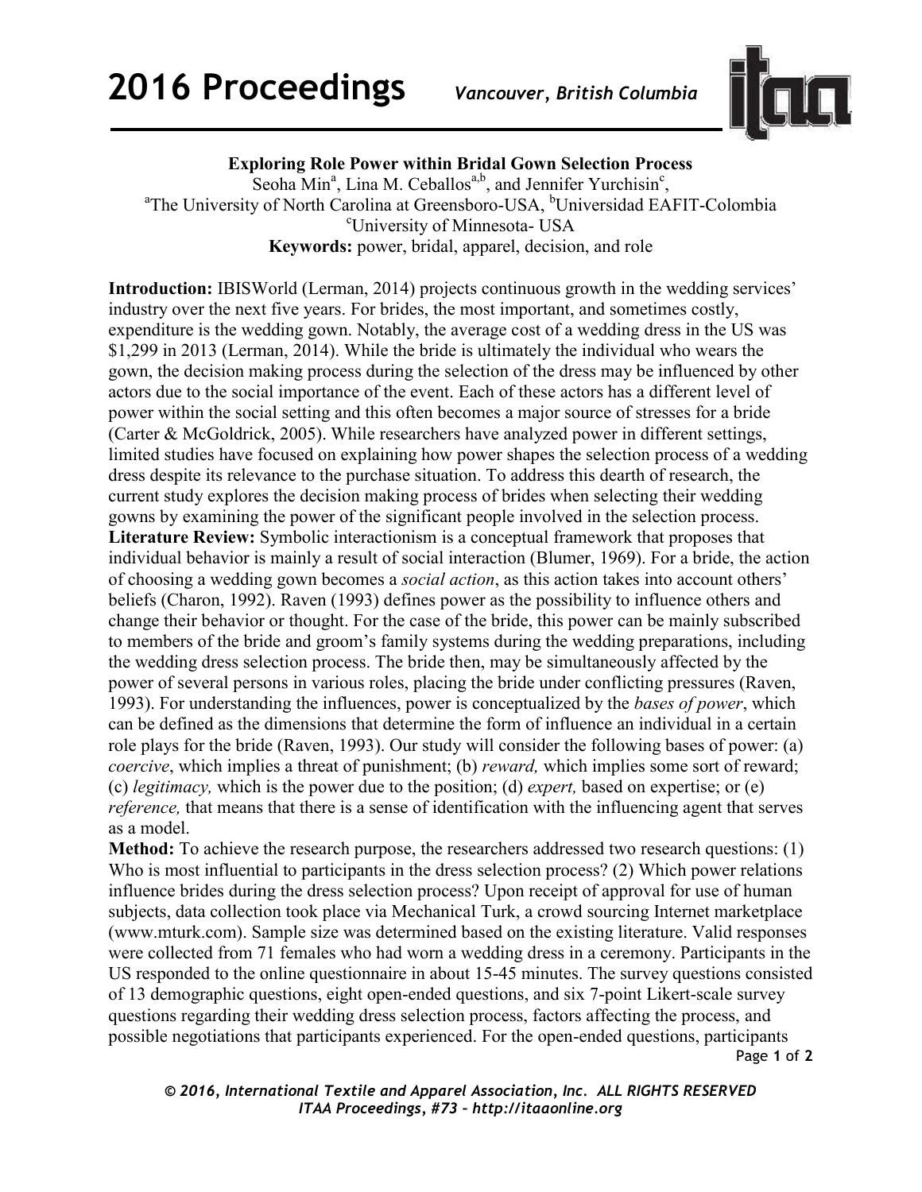# Exploring Role Power within Bridal Gown Selection Process

Seoha Min[a], Lina M. Ceballos[a,b], and Jennifer Yurchisin[c],

[a]The University of North Carolina at Greensboro-USA, [b]Universidad EAFIT-Colombia

[c]University of Minnesota- USA

**Keywords:** power, bridal, apparel, decision, and role

**Introduction:** IBISWorld (Lerman, 2014) projects continuous growth in the wedding services' industry over the next five years. For brides, the most important, and sometimes costly, expenditure is the wedding gown. Notably, the average cost of a wedding dress in the US was $1,299 in 2013 (Lerman, 2014). While the bride is ultimately the individual who wears the gown, the decision making process during the selection of the dress may be influenced by other actors due to the social importance of the event. Each of these actors has a different level of power within the social setting and this often becomes a major source of stresses for a bride (Carter & McGoldrick, 2005). While researchers have analyzed power in different settings, limited studies have focused on explaining how power shapes the selection process of a wedding dress despite its relevance to the purchase situation. To address this dearth of research, the current study explores the decision making process of brides when selecting their wedding gowns by examining the power of the significant people involved in the selection process.

**Literature Review:** Symbolic interactionism is a conceptual framework that proposes that individual behavior is mainly a result of social interaction (Blumer, 1969). For a bride, the action of choosing a wedding gown becomes a *social action*, as this action takes into account others' beliefs (Charon, 1992). Raven (1993) defines power as the possibility to influence others and change their behavior or thought. For the case of the bride, this power can be mainly subscribed to members of the bride and groom's family systems during the wedding preparations, including the wedding dress selection process. The bride then, may be simultaneously affected by the power of several persons in various roles, placing the bride under conflicting pressures (Raven, 1993). For understanding the influences, power is conceptualized by the *bases of power*, which can be defined as the dimensions that determine the form of influence an individual in a certain role plays for the bride (Raven, 1993). Our study will consider the following bases of power: (a) *coercive*, which implies a threat of punishment; (b) *reward,* which implies some sort of reward; (c) *legitimacy,* which is the power due to the position; (d) *expert,* based on expertise; or (e) *reference,* that means that there is a sense of identification with the influencing agent that serves as a model.

**Method:** To achieve the research purpose, the researchers addressed two research questions: (1) Who is most influential to participants in the dress selection process? (2) Which power relations influence brides during the dress selection process? Upon receipt of approval for use of human subjects, data collection took place via Mechanical Turk, a crowd sourcing Internet marketplace (www.mturk.com). Sample size was determined based on the existing literature. Valid responses were collected from 71 females who had worn a wedding dress in a ceremony. Participants in the US responded to the online questionnaire in about 15-45 minutes. The survey questions consisted of 13 demographic questions, eight open-ended questions, and six 7-point Likert-scale survey questions regarding their wedding dress selection process, factors affecting the process, and possible negotiations that participants experienced. For the open-ended questions, participants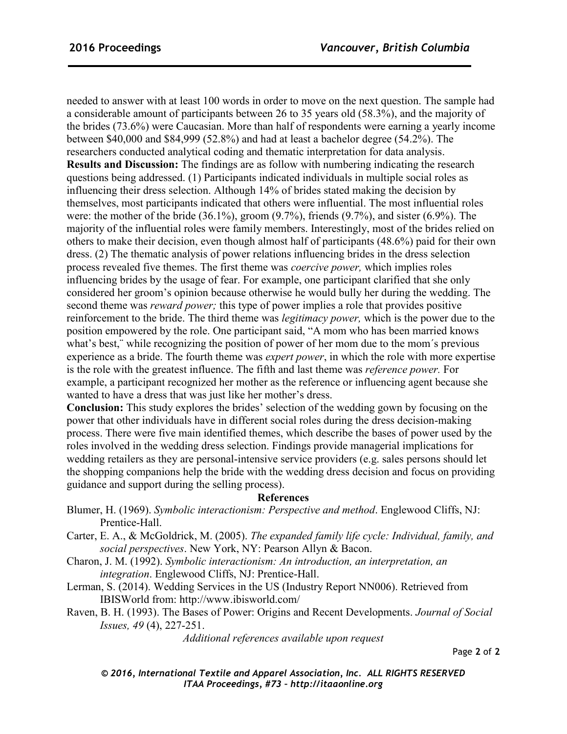needed to answer with at least 100 words in order to move on the next question. The sample had a considerable amount of participants between 26 to 35 years old (58.3%), and the majority of the brides (73.6%) were Caucasian. More than half of respondents were earning a yearly income between $40,000 and $84,999 (52.8%) and had at least a bachelor degree (54.2%). The researchers conducted analytical coding and thematic interpretation for data analysis.

**Results and Discussion:** The findings are as follow with numbering indicating the research questions being addressed. (1) Participants indicated individuals in multiple social roles as influencing their dress selection. Although 14% of brides stated making the decision by themselves, most participants indicated that others were influential. The most influential roles were: the mother of the bride (36.1%), groom (9.7%), friends (9.7%), and sister (6.9%). The majority of the influential roles were family members. Interestingly, most of the brides relied on others to make their decision, even though almost half of participants (48.6%) paid for their own dress. (2) The thematic analysis of power relations influencing brides in the dress selection process revealed five themes. The first theme was *coercive power,* which implies roles influencing brides by the usage of fear. For example, one participant clarified that she only considered her groom's opinion because otherwise he would bully her during the wedding. The second theme was *reward power;* this type of power implies a role that provides positive reinforcement to the bride. The third theme was *legitimacy power,* which is the power due to the position empowered by the role. One participant said, "A mom who has been married knows what's best,¨ while recognizing the position of power of her mom due to the mom´s previous experience as a bride. The fourth theme was *expert power*, in which the role with more expertise is the role with the greatest influence. The fifth and last theme was *reference power.* For example, a participant recognized her mother as the reference or influencing agent because she wanted to have a dress that was just like her mother's dress.

**Conclusion:** This study explores the brides' selection of the wedding gown by focusing on the power that other individuals have in different social roles during the dress decision-making process. There were five main identified themes, which describe the bases of power used by the roles involved in the wedding dress selection. Findings provide managerial implications for wedding retailers as they are personal-intensive service providers (e.g. sales persons should let the shopping companions help the bride with the wedding dress decision and focus on providing guidance and support during the selling process).

**References**

Blumer, H. (1969). *Symbolic interactionism: Perspective and method*. Englewood Cliffs, NJ: Prentice-Hall.

Carter, E. A., & McGoldrick, M. (2005). *The expanded family life cycle: Individual, family, and social perspectives*. New York, NY: Pearson Allyn & Bacon.

Charon, J. M. (1992). *Symbolic interactionism: An introduction, an interpretation, an integration*. Englewood Cliffs, NJ: Prentice-Hall.

Lerman, S. (2014). Wedding Services in the US (Industry Report NN006). Retrieved from IBISWorld from: http://www.ibisworld.com/

Raven, B. H. (1993). The Bases of Power: Origins and Recent Developments. *Journal of Social Issues, 49* (4), 227-251.

*Additional references available upon request*